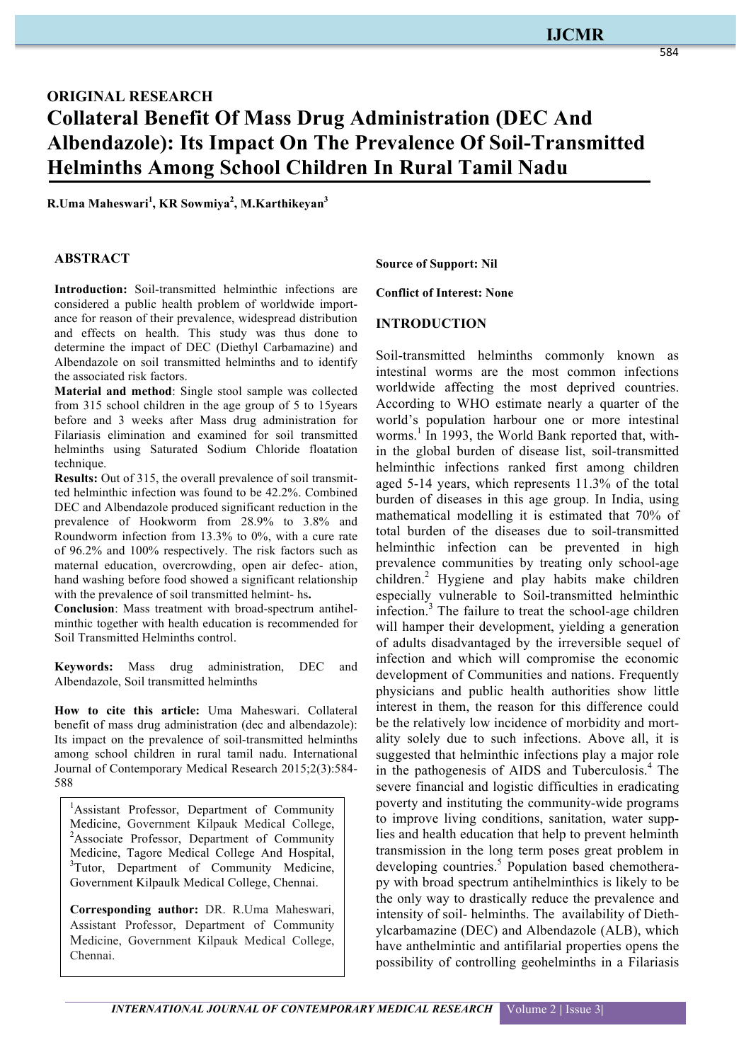ORIGINAL RESEARCH

# Collateral Benefit Of Mass Drug Administration (DEC And Albendazole): Its Impact On The Prevalence Of Soil-Transmitted Helminths Among School Children In Rural Tamil Nadu

**R.Uma Maheswari[1], KR Sowmiya[2], M.Karthikeyan[3]**

## ABSTRACT

**Introduction:** Soil-transmitted helminthic infections are considered a public health problem of worldwide import-ance for reason of their prevalence, widespread distribution and effects on health. This study was thus done to determine the impact of DEC (Diethyl Carbamazine) and Albendazole on soil transmitted helminths and to identify the associated risk factors.

**Material and method**: Single stool sample was collected from 315 school children in the age group of 5 to 15years before and 3 weeks after Mass drug administration for Filariasis elimination and examined for soil transmitted helminths using Saturated Sodium Chloride floatation technique.

**Results:** Out of 315, the overall prevalence of soil transmit-ted helminthic infection was found to be 42.2%. Combined DEC and Albendazole produced significant reduction in the prevalence of Hookworm from 28.9% to 3.8% and Roundworm infection from 13.3% to 0%, with a cure rate of 96.2% and 100% respectively. The risk factors such as maternal education, overcrowding, open air defec- ation, hand washing before food showed a significant relationship with the prevalence of soil transmitted helmint- hs**.**

**Conclusion**: Mass treatment with broad-spectrum antihel-minthic together with health education is recommended for Soil Transmitted Helminths control.

**Keywords:** Mass drug administration, DEC and Albendazole, Soil transmitted helminths

**How to cite this article:** Uma Maheswari. Collateral benefit of mass drug administration (dec and albendazole): Its impact on the prevalence of soil-transmitted helminths among school children in rural tamil nadu. International Journal of Contemporary Medical Research 2015;2(3):584-588

[1]Assistant Professor, Department of Community Medicine, Government Kilpauk Medical College, [2]Associate Professor, Department of Community Medicine, Tagore Medical College And Hospital, [3]Tutor, Department of Community Medicine, Government Kilpaulk Medical College, Chennai.

**Corresponding author:** DR. R.Uma Maheswari, Assistant Professor, Department of Community Medicine, Government Kilpauk Medical College, Chennai.

**Source of Support: Nil**

**Conflict of Interest: None**

## INTRODUCTION

Soil-transmitted helminths commonly known as intestinal worms are the most common infections worldwide affecting the most deprived countries. According to WHO estimate nearly a quarter of the world's population harbour one or more intestinal worms.[1] In 1993, the World Bank reported that, with-in the global burden of disease list, soil-transmitted helminthic infections ranked first among children aged 5-14 years, which represents 11.3% of the total burden of diseases in this age group. In India, using mathematical modelling it is estimated that 70% of total burden of the diseases due to soil-transmitted helminthic infection can be prevented in high prevalence communities by treating only school-age children.[2] Hygiene and play habits make children especially vulnerable to Soil-transmitted helminthic infection.[3] The failure to treat the school-age children will hamper their development, yielding a generation of adults disadvantaged by the irreversible sequel of infection and which will compromise the economic development of Communities and nations. Frequently physicians and public health authorities show little interest in them, the reason for this difference could be the relatively low incidence of morbidity and mort-ality solely due to such infections. Above all, it is suggested that helminthic infections play a major role in the pathogenesis of AIDS and Tuberculosis.[4] The severe financial and logistic difficulties in eradicating poverty and instituting the community-wide programs to improve living conditions, sanitation, water supp-lies and health education that help to prevent helminth transmission in the long term poses great problem in developing countries.[5] Population based chemothera-py with broad spectrum antihelminthics is likely to be the only way to drastically reduce the prevalence and intensity of soil- helminths. The availability of Dieth-ylcarbamazine (DEC) and Albendazole (ALB), which have anthelmintic and antifilarial properties opens the possibility of controlling geohelminths in a Filariasis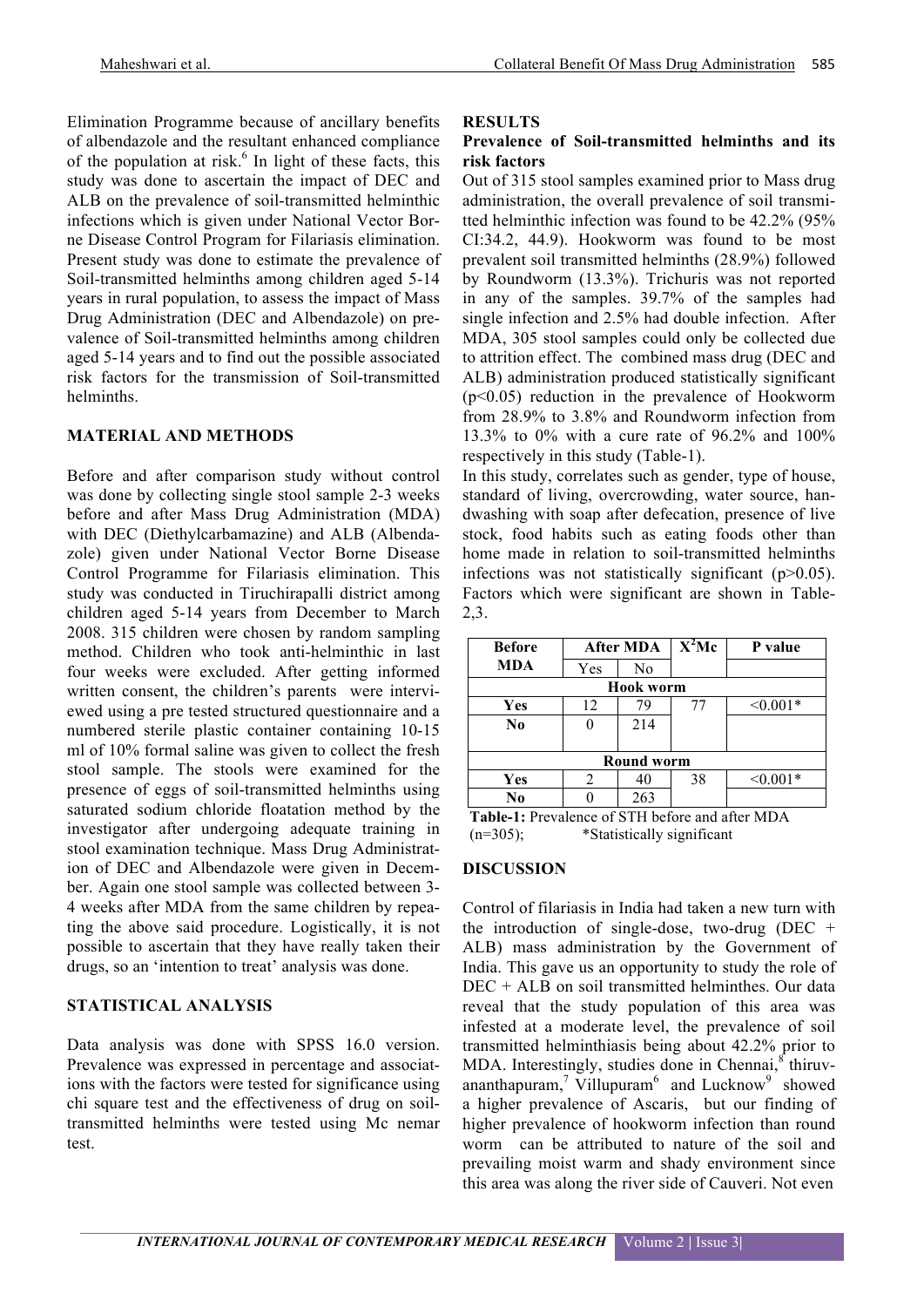Elimination Programme because of ancillary benefits of albendazole and the resultant enhanced compliance of the population at risk.[6] In light of these facts, this study was done to ascertain the impact of DEC and ALB on the prevalence of soil-transmitted helminthic infections which is given under National Vector Borne Disease Control Program for Filariasis elimination. Present study was done to estimate the prevalence of Soil-transmitted helminths among children aged 5-14 years in rural population, to assess the impact of Mass Drug Administration (DEC and Albendazole) on prevalence of Soil-transmitted helminths among children aged 5-14 years and to find out the possible associated risk factors for the transmission of Soil-transmitted helminths.

## MATERIAL AND METHODS

Before and after comparison study without control was done by collecting single stool sample 2-3 weeks before and after Mass Drug Administration (MDA) with DEC (Diethylcarbamazine) and ALB (Albendazole) given under National Vector Borne Disease Control Programme for Filariasis elimination. This study was conducted in Tiruchirapalli district among children aged 5-14 years from December to March 2008. 315 children were chosen by random sampling method. Children who took anti-helminthic in last four weeks were excluded. After getting informed written consent, the children's parents were interviewed using a pre tested structured questionnaire and a numbered sterile plastic container containing 10-15 ml of 10% formal saline was given to collect the fresh stool sample. The stools were examined for the presence of eggs of soil-transmitted helminths using saturated sodium chloride floatation method by the investigator after undergoing adequate training in stool examination technique. Mass Drug Administration of DEC and Albendazole were given in December. Again one stool sample was collected between 3-4 weeks after MDA from the same children by repeating the above said procedure. Logistically, it is not possible to ascertain that they have really taken their drugs, so an 'intention to treat' analysis was done.

## STATISTICAL ANALYSIS

Data analysis was done with SPSS 16.0 version. Prevalence was expressed in percentage and associations with the factors were tested for significance using chi square test and the effectiveness of drug on soil-transmitted helminths were tested using Mc nemar test.

## RESULTS

### Prevalence of Soil-transmitted helminths and its risk factors

Out of 315 stool samples examined prior to Mass drug administration, the overall prevalence of soil transmitted helminthic infection was found to be 42.2% (95% CI:34.2, 44.9). Hookworm was found to be most prevalent soil transmitted helminths (28.9%) followed by Roundworm (13.3%). Trichuris was not reported in any of the samples. 39.7% of the samples had single infection and 2.5% had double infection. After MDA, 305 stool samples could only be collected due to attrition effect. The combined mass drug (DEC and ALB) administration produced statistically significant ($p<0.05$) reduction in the prevalence of Hookworm from 28.9% to 3.8% and Roundworm infection from 13.3% to 0% with a cure rate of 96.2% and 100% respectively in this study (Table-1).

In this study, correlates such as gender, type of house, standard of living, overcrowding, water source, handwashing with soap after defecation, presence of live stock, food habits such as eating foods other than home made in relation to soil-transmitted helminths infections was not statistically significant ($p>0.05$). Factors which were significant are shown in Table-2,3.

| Before MDA | After MDA | | $X^2$Mc | P value |
|---|---|---|---|---|
| | Yes | No | | |
| **Hook worm** | | | | |
| **Yes** | 12 | 79 | 77 | <0.001* |
| **No** | 0 | 214 | | |
| **Round worm** | | | | |
| **Yes** | 2 | 40 | 38 | <0.001* |
| **No** | 0 | 263 | | |

**Table-1:** Prevalence of STH before and after MDA (n=305); *Statistically significant

## DISCUSSION

Control of filariasis in India had taken a new turn with the introduction of single-dose, two-drug (DEC + ALB) mass administration by the Government of India. This gave us an opportunity to study the role of DEC + ALB on soil transmitted helminthes. Our data reveal that the study population of this area was infested at a moderate level, the prevalence of soil transmitted helminthiasis being about 42.2% prior to MDA. Interestingly, studies done in Chennai,[8] thiruvananthapuram,[7] Villupuram[6] and Lucknow[9] showed a higher prevalence of Ascaris, but our finding of higher prevalence of hookworm infection than round worm can be attributed to nature of the soil and prevailing moist warm and shady environment since this area was along the river side of Cauveri. Not even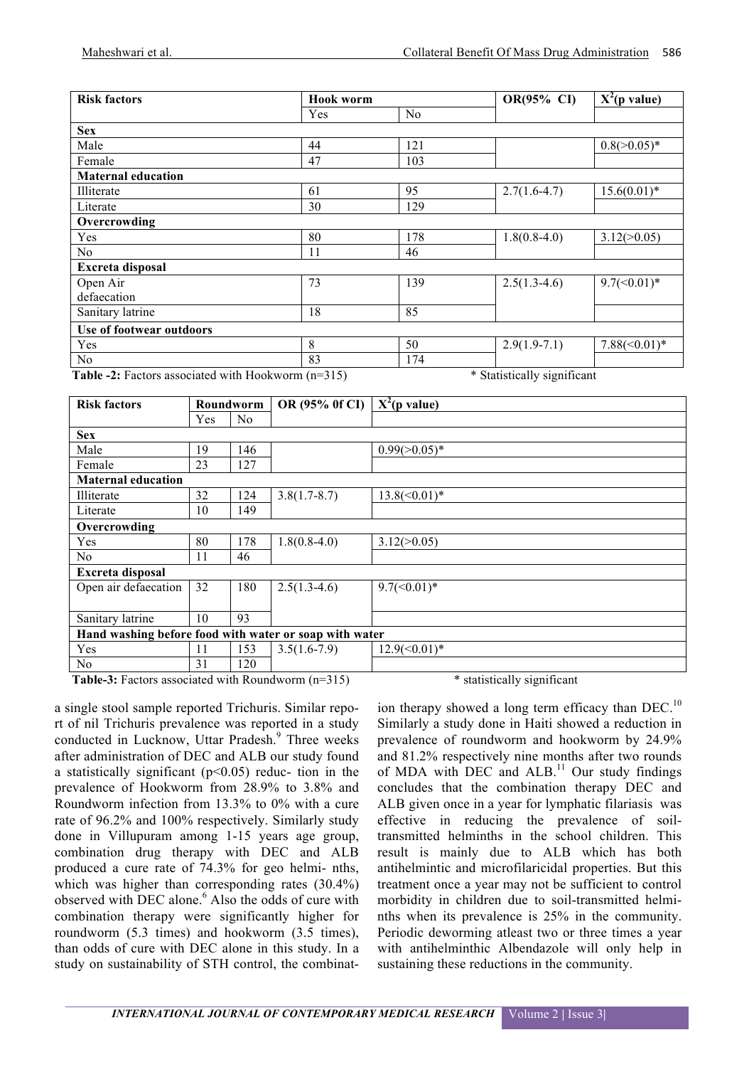| Risk factors | Hook worm | | OR(95% CI) | $X^2$(p value) |
|---|---|---|---|---|
| | Yes | No | | |
| **Sex** | | | | |
| Male | 44 | 121 | | 0.8(>0.05)* |
| Female | 47 | 103 | | |
| **Maternal education** | | | | |
| Illiterate | 61 | 95 | 2.7(1.6-4.7) | 15.6(0.01)* |
| Literate | 30 | 129 | | |
| **Overcrowding** | | | | |
| Yes | 80 | 178 | 1.8(0.8-4.0) | 3.12(>0.05) |
| No | 11 | 46 | | |
| **Excreta disposal** | | | | |
| Open Air defaecation | 73 | 139 | 2.5(1.3-4.6) | 9.7(<0.01)* |
| Sanitary latrine | 18 | 85 | | |
| **Use of footwear outdoors** | | | | |
| Yes | 8 | 50 | 2.9(1.9-7.1) | 7.88(<0.01)* |
| No | 83 | 174 | | |

**Table -2:** Factors associated with Hookworm (n=315) * Statistically significant

| Risk factors | Roundworm | | OR (95% 0f CI) | $X^2$(p value) |
|---|---|---|---|---|
| | Yes | No | | |
| **Sex** | | | | |
| Male | 19 | 146 | | 0.99(>0.05)* |
| Female | 23 | 127 | | |
| **Maternal education** | | | | |
| Illiterate | 32 | 124 | 3.8(1.7-8.7) | 13.8(<0.01)* |
| Literate | 10 | 149 | | |
| **Overcrowding** | | | | |
| Yes | 80 | 178 | 1.8(0.8-4.0) | 3.12(>0.05) |
| No | 11 | 46 | | |
| **Excreta disposal** | | | | |
| Open air defaecation | 32 | 180 | 2.5(1.3-4.6) | 9.7(<0.01)* |
| Sanitary latrine | 10 | 93 | | |
| **Hand washing before food with water or soap with water** | | | | |
| Yes | 11 | 153 | 3.5(1.6-7.9) | 12.9(<0.01)* |
| No | 31 | 120 | | |

**Table-3:** Factors associated with Roundworm (n=315) * statistically significant

a single stool sample reported Trichuris. Similar report of nil Trichuris prevalence was reported in a study conducted in Lucknow, Uttar Pradesh.[9] Three weeks after administration of DEC and ALB our study found a statistically significant (p<0.05) reduction in the prevalence of Hookworm from 28.9% to 3.8% and Roundworm infection from 13.3% to 0% with a cure rate of 96.2% and 100% respectively. Similarly study done in Villupuram among 1-15 years age group, combination drug therapy with DEC and ALB produced a cure rate of 74.3% for geo helminths, which was higher than corresponding rates (30.4%) observed with DEC alone.[6] Also the odds of cure with combination therapy were significantly higher for roundworm (5.3 times) and hookworm (3.5 times), than odds of cure with DEC alone in this study. In a study on sustainability of STH control, the combination therapy showed a long term efficacy than DEC.[10] Similarly a study done in Haiti showed a reduction in prevalence of roundworm and hookworm by 24.9% and 81.2% respectively nine months after two rounds of MDA with DEC and ALB.[11] Our study findings concludes that the combination therapy DEC and ALB given once in a year for lymphatic filariasis was effective in reducing the prevalence of soil-transmitted helminths in the school children. This result is mainly due to ALB which has both antihelmintic and microfilaricidal properties. But this treatment once a year may not be sufficient to control morbidity in children due to soil-transmitted helminths when its prevalence is 25% in the community. Periodic deworming atleast two or three times a year with antihelminthic Albendazole will only help in sustaining these reductions in the community.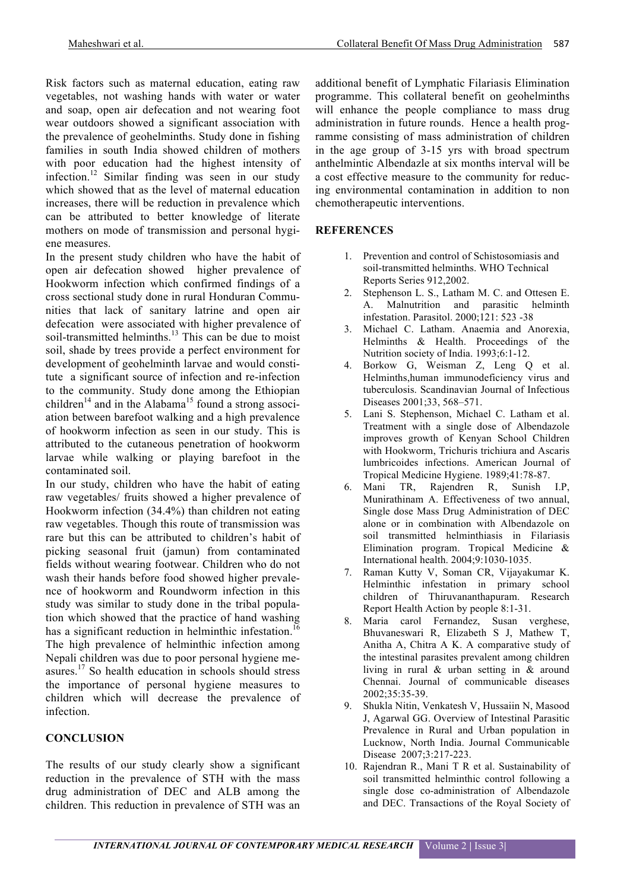Risk factors such as maternal education, eating raw vegetables, not washing hands with water or water and soap, open air defecation and not wearing foot wear outdoors showed a significant association with the prevalence of geohelminths. Study done in fishing families in south India showed children of mothers with poor education had the highest intensity of infection.[12] Similar finding was seen in our study which showed that as the level of maternal education increases, there will be reduction in prevalence which can be attributed to better knowledge of literate mothers on mode of transmission and personal hygiene measures.

In the present study children who have the habit of open air defecation showed higher prevalence of Hookworm infection which confirmed findings of a cross sectional study done in rural Honduran Communities that lack of sanitary latrine and open air defecation were associated with higher prevalence of soil-transmitted helminths.[13] This can be due to moist soil, shade by trees provide a perfect environment for development of geohelminth larvae and would constitute a significant source of infection and re-infection to the community. Study done among the Ethiopian children[14] and in the Alabama[15] found a strong association between barefoot walking and a high prevalence of hookworm infection as seen in our study. This is attributed to the cutaneous penetration of hookworm larvae while walking or playing barefoot in the contaminated soil.

In our study, children who have the habit of eating raw vegetables/ fruits showed a higher prevalence of Hookworm infection (34.4%) than children not eating raw vegetables. Though this route of transmission was rare but this can be attributed to children's habit of picking seasonal fruit (jamun) from contaminated fields without wearing footwear. Children who do not wash their hands before food showed higher prevalence of hookworm and Roundworm infection in this study was similar to study done in the tribal population which showed that the practice of hand washing has a significant reduction in helminthic infestation.[16] The high prevalence of helminthic infection among Nepali children was due to poor personal hygiene measures.[17] So health education in schools should stress the importance of personal hygiene measures to children which will decrease the prevalence of infection.

## CONCLUSION

The results of our study clearly show a significant reduction in the prevalence of STH with the mass drug administration of DEC and ALB among the children. This reduction in prevalence of STH was an additional benefit of Lymphatic Filariasis Elimination programme. This collateral benefit on geohelminths will enhance the people compliance to mass drug administration in future rounds. Hence a health programme consisting of mass administration of children in the age group of 3-15 yrs with broad spectrum anthelmintic Albendazle at six months interval will be a cost effective measure to the community for reducing environmental contamination in addition to non chemotherapeutic interventions.

## REFERENCES

1. Prevention and control of Schistosomiasis and soil-transmitted helminths. WHO Technical Reports Series 912,2002.
2. Stephenson L. S., Latham M. C. and Ottesen E. A. Malnutrition and parasitic helminth infestation. Parasitol. 2000;121: 523 -38
3. Michael C. Latham. Anaemia and Anorexia, Helminths & Health. Proceedings of the Nutrition society of India. 1993;6:1-12.
4. Borkow G, Weisman Z, Leng Q et al. Helminths,human immunodeficiency virus and tuberculosis. Scandinavian Journal of Infectious Diseases 2001;33, 568–571.
5. Lani S. Stephenson, Michael C. Latham et al. Treatment with a single dose of Albendazole improves growth of Kenyan School Children with Hookworm, Trichuris trichiura and Ascaris lumbricoides infections. American Journal of Tropical Medicine Hygiene. 1989;41:78-87.
6. Mani TR, Rajendren R, Sunish I.P, Munirathinam A. Effectiveness of two annual, Single dose Mass Drug Administration of DEC alone or in combination with Albendazole on soil transmitted helminthiasis in Filariasis Elimination program. Tropical Medicine & International health. 2004;9:1030-1035.
7. Raman Kutty V, Soman CR, Vijayakumar K. Helminthic infestation in primary school children of Thiruvananthapuram. Research Report Health Action by people 8:1-31.
8. Maria carol Fernandez, Susan verghese, Bhuvaneswari R, Elizabeth S J, Mathew T, Anitha A, Chitra A K. A comparative study of the intestinal parasites prevalent among children living in rural & urban setting in & around Chennai. Journal of communicable diseases 2002;35:35-39.
9. Shukla Nitin, Venkatesh V, Hussaiin N, Masood J, Agarwal GG. Overview of Intestinal Parasitic Prevalence in Rural and Urban population in Lucknow, North India. Journal Communicable Disease 2007;3:217-223.
10. Rajendran R., Mani T R et al. Sustainability of soil transmitted helminthic control following a single dose co-administration of Albendazole and DEC. Transactions of the Royal Society of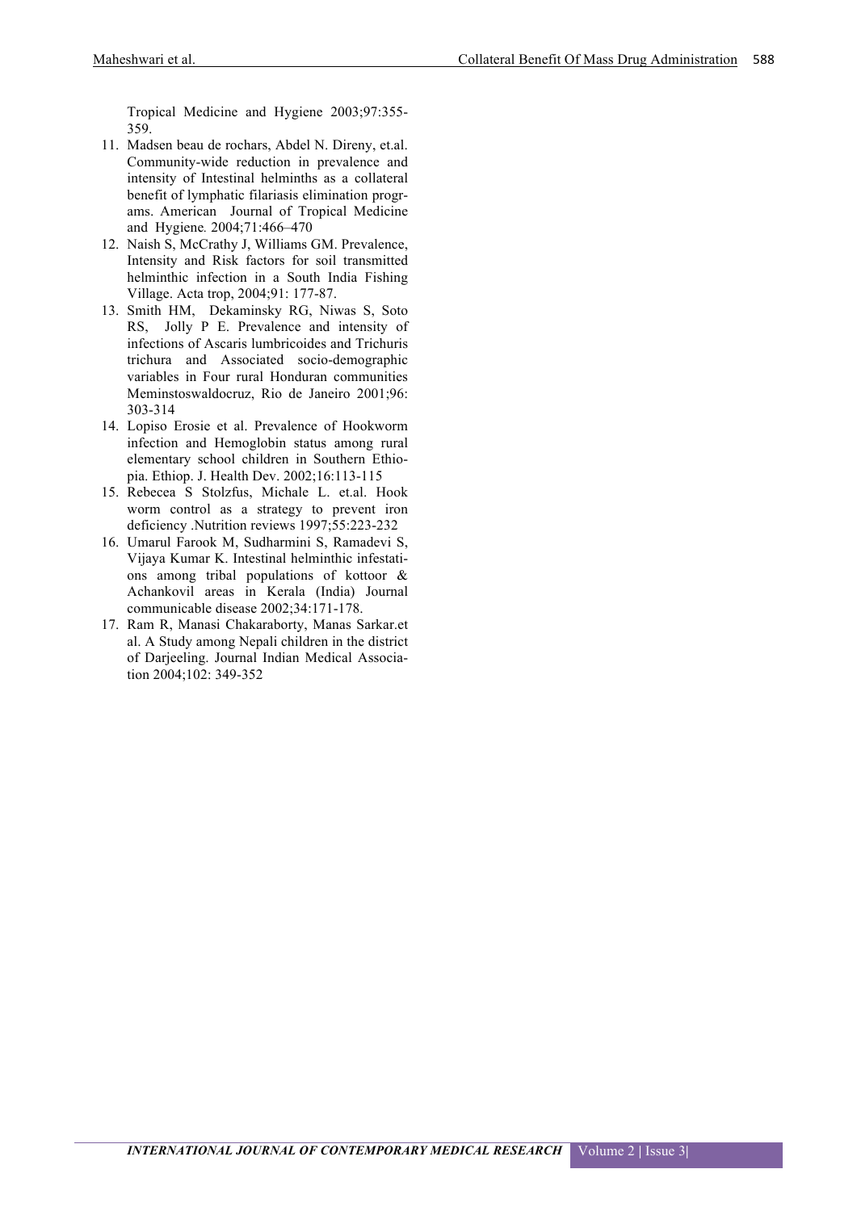Tropical Medicine and Hygiene 2003;97:355-359.

11. Madsen beau de rochars, Abdel N. Direny, et.al. Community-wide reduction in prevalence and intensity of Intestinal helminths as a collateral benefit of lymphatic filariasis elimination programs. American Journal of Tropical Medicine and Hygiene. 2004;71:466–470
12. Naish S, McCrathy J, Williams GM. Prevalence, Intensity and Risk factors for soil transmitted helminthic infection in a South India Fishing Village. Acta trop, 2004;91: 177-87.
13. Smith HM, Dekaminsky RG, Niwas S, Soto RS, Jolly P E. Prevalence and intensity of infections of Ascaris lumbricoides and Trichuris trichura and Associated socio-demographic variables in Four rural Honduran communities Meminstoswaldocruz, Rio de Janeiro 2001;96: 303-314
14. Lopiso Erosie et al. Prevalence of Hookworm infection and Hemoglobin status among rural elementary school children in Southern Ethiopia. Ethiop. J. Health Dev. 2002;16:113-115
15. Rebecea S Stolzfus, Michale L. et.al. Hook worm control as a strategy to prevent iron deficiency .Nutrition reviews 1997;55:223-232
16. Umarul Farook M, Sudharmini S, Ramadevi S, Vijaya Kumar K. Intestinal helminthic infestations among tribal populations of kottoor & Achankovil areas in Kerala (India) Journal communicable disease 2002;34:171-178.
17. Ram R, Manasi Chakaraborty, Manas Sarkar.et al. A Study among Nepali children in the district of Darjeeling. Journal Indian Medical Association 2004;102: 349-352